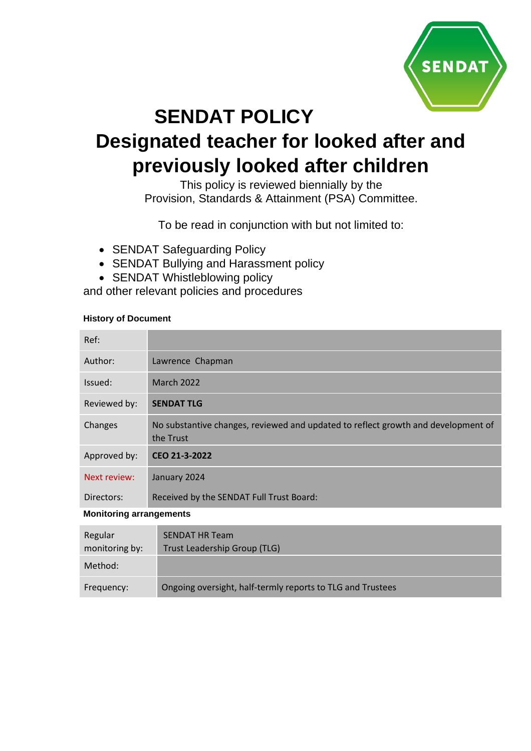# SENDAT POLICY

# Designated teacher for looked after and previously looked after children

This policy is reviewed biennially by the
Provision, Standards & Attainment (PSA) Committee.

To be read in conjunction with but not limited to:

- SENDAT Safeguarding Policy
- SENDAT Bullying and Harassment policy
- SENDAT Whistleblowing policy

and other relevant policies and procedures

**History of Document**

| | |
|---|---|
| Ref: | |
| Author: | Lawrence Chapman |
| Issued: | March 2022 |
| Reviewed by: | **SENDAT TLG** |
| Changes | No substantive changes, reviewed and updated to reflect growth and development of the Trust |
| Approved by: | **CEO 21-3-2022** |
| Next review: | January 2024 |
| Directors: | Received by the SENDAT Full Trust Board: |

**Monitoring arrangements**

| | |
|---|---|
| Regular monitoring by: | SENDAT HR Team<br>Trust Leadership Group (TLG) |
| Method: | |
| Frequency: | Ongoing oversight, half-termly reports to TLG and Trustees |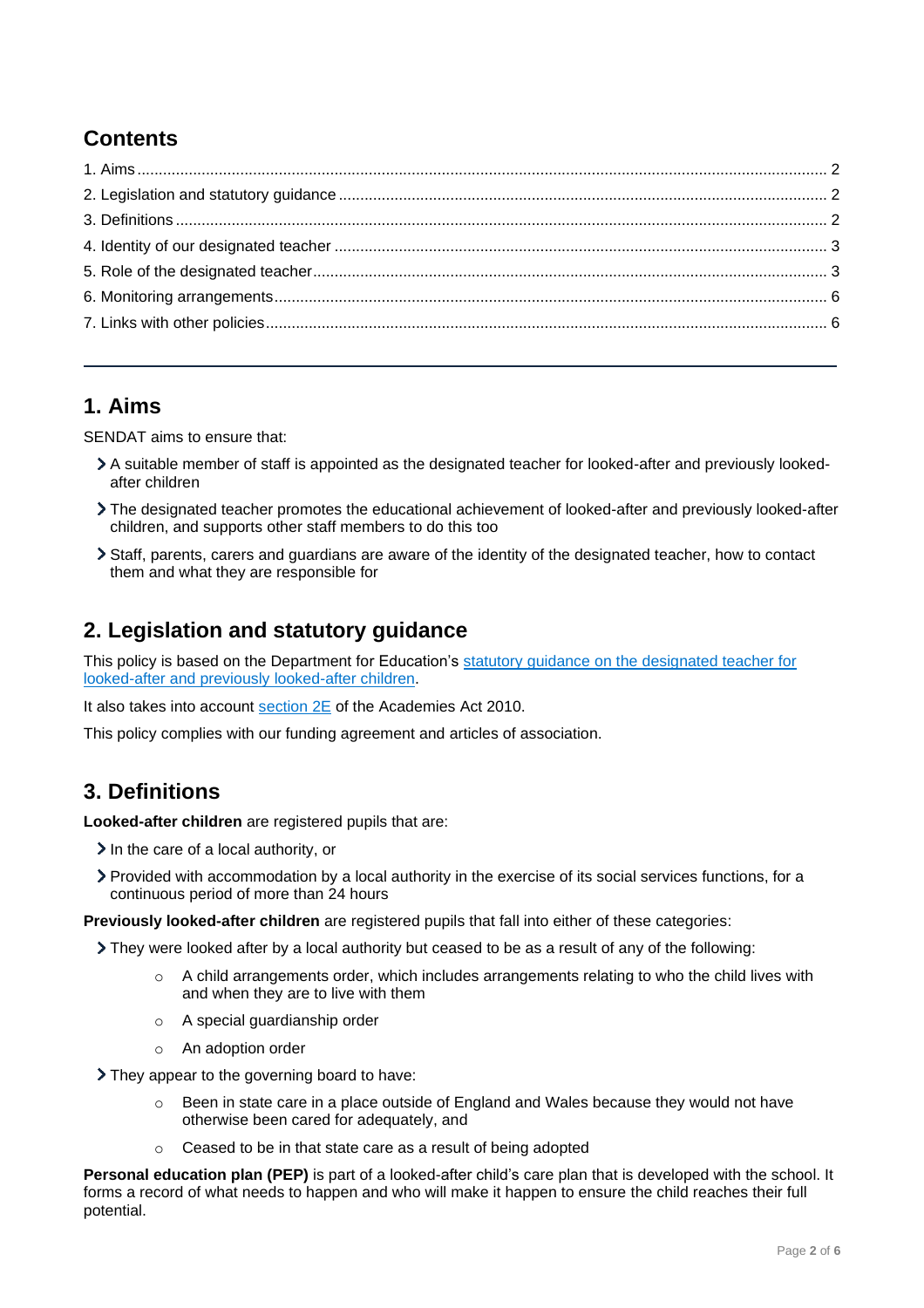## Contents

1. Aims ..... 2
2. Legislation and statutory guidance ..... 2
3. Definitions ..... 2
4. Identity of our designated teacher ..... 3
5. Role of the designated teacher ..... 3
6. Monitoring arrangements ..... 6
7. Links with other policies ..... 6

---

## 1. Aims

SENDAT aims to ensure that:

- A suitable member of staff is appointed as the designated teacher for looked-after and previously looked-after children
- The designated teacher promotes the educational achievement of looked-after and previously looked-after children, and supports other staff members to do this too
- Staff, parents, carers and guardians are aware of the identity of the designated teacher, how to contact them and what they are responsible for

## 2. Legislation and statutory guidance

This policy is based on the Department for Education's statutory guidance on the designated teacher for looked-after and previously looked-after children.

It also takes into account section 2E of the Academies Act 2010.

This policy complies with our funding agreement and articles of association.

## 3. Definitions

**Looked-after children** are registered pupils that are:

- In the care of a local authority, or
- Provided with accommodation by a local authority in the exercise of its social services functions, for a continuous period of more than 24 hours

**Previously looked-after children** are registered pupils that fall into either of these categories:

- They were looked after by a local authority but ceased to be as a result of any of the following:
  - A child arrangements order, which includes arrangements relating to who the child lives with and when they are to live with them
  - A special guardianship order
  - An adoption order
- They appear to the governing board to have:
  - Been in state care in a place outside of England and Wales because they would not have otherwise been cared for adequately, and
  - Ceased to be in that state care as a result of being adopted

**Personal education plan (PEP)** is part of a looked-after child's care plan that is developed with the school. It forms a record of what needs to happen and who will make it happen to ensure the child reaches their full potential.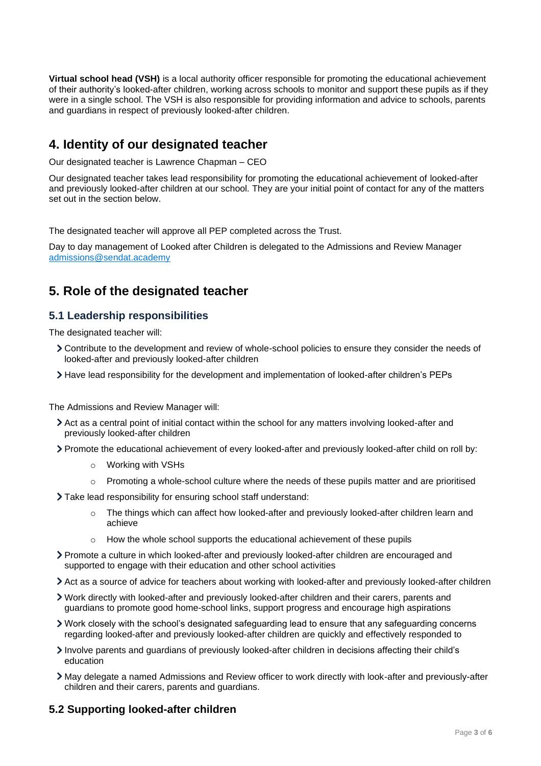**Virtual school head (VSH)** is a local authority officer responsible for promoting the educational achievement of their authority's looked-after children, working across schools to monitor and support these pupils as if they were in a single school. The VSH is also responsible for providing information and advice to schools, parents and guardians in respect of previously looked-after children.

## 4. Identity of our designated teacher

Our designated teacher is Lawrence Chapman – CEO

Our designated teacher takes lead responsibility for promoting the educational achievement of looked-after and previously looked-after children at our school. They are your initial point of contact for any of the matters set out in the section below.

The designated teacher will approve all PEP completed across the Trust.

Day to day management of Looked after Children is delegated to the Admissions and Review Manager [admissions@sendat.academy](mailto:admissions@sendat.academy)

## 5. Role of the designated teacher

### 5.1 Leadership responsibilities

The designated teacher will:

- Contribute to the development and review of whole-school policies to ensure they consider the needs of looked-after and previously looked-after children
- Have lead responsibility for the development and implementation of looked-after children's PEPs

The Admissions and Review Manager will:

- Act as a central point of initial contact within the school for any matters involving looked-after and previously looked-after children
- Promote the educational achievement of every looked-after and previously looked-after child on roll by:
  - Working with VSHs
  - Promoting a whole-school culture where the needs of these pupils matter and are prioritised
- Take lead responsibility for ensuring school staff understand:
  - The things which can affect how looked-after and previously looked-after children learn and achieve
  - How the whole school supports the educational achievement of these pupils
- Promote a culture in which looked-after and previously looked-after children are encouraged and supported to engage with their education and other school activities
- Act as a source of advice for teachers about working with looked-after and previously looked-after children
- Work directly with looked-after and previously looked-after children and their carers, parents and guardians to promote good home-school links, support progress and encourage high aspirations
- Work closely with the school's designated safeguarding lead to ensure that any safeguarding concerns regarding looked-after and previously looked-after children are quickly and effectively responded to
- Involve parents and guardians of previously looked-after children in decisions affecting their child's education
- May delegate a named Admissions and Review officer to work directly with look-after and previously-after children and their carers, parents and guardians.

### 5.2 Supporting looked-after children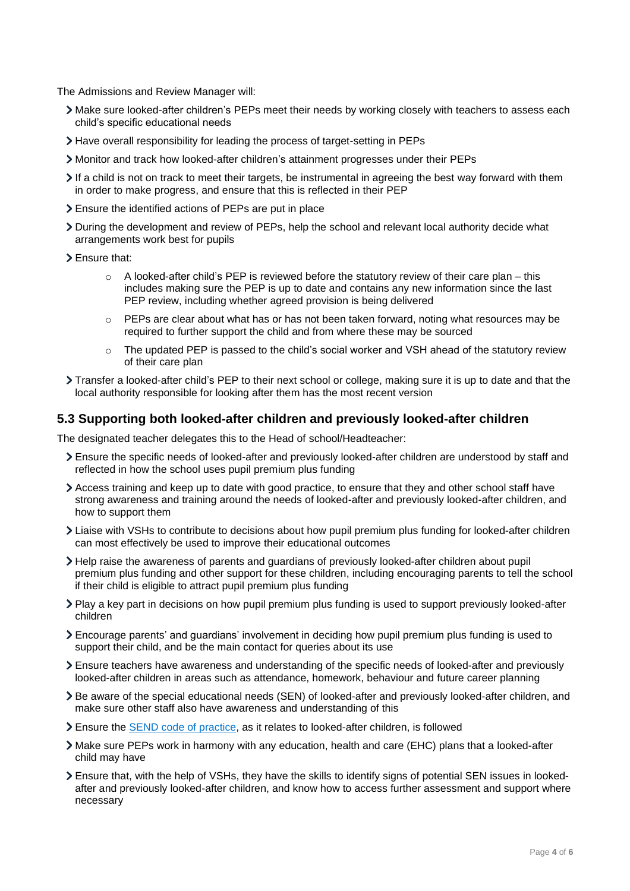The Admissions and Review Manager will:

- Make sure looked-after children's PEPs meet their needs by working closely with teachers to assess each child's specific educational needs
- Have overall responsibility for leading the process of target-setting in PEPs
- Monitor and track how looked-after children's attainment progresses under their PEPs
- If a child is not on track to meet their targets, be instrumental in agreeing the best way forward with them in order to make progress, and ensure that this is reflected in their PEP
- Ensure the identified actions of PEPs are put in place
- During the development and review of PEPs, help the school and relevant local authority decide what arrangements work best for pupils
- Ensure that:
    - A looked-after child's PEP is reviewed before the statutory review of their care plan – this includes making sure the PEP is up to date and contains any new information since the last PEP review, including whether agreed provision is being delivered
    - PEPs are clear about what has or has not been taken forward, noting what resources may be required to further support the child and from where these may be sourced
    - The updated PEP is passed to the child's social worker and VSH ahead of the statutory review of their care plan
- Transfer a looked-after child's PEP to their next school or college, making sure it is up to date and that the local authority responsible for looking after them has the most recent version

## 5.3 Supporting both looked-after children and previously looked-after children

The designated teacher delegates this to the Head of school/Headteacher:

- Ensure the specific needs of looked-after and previously looked-after children are understood by staff and reflected in how the school uses pupil premium plus funding
- Access training and keep up to date with good practice, to ensure that they and other school staff have strong awareness and training around the needs of looked-after and previously looked-after children, and how to support them
- Liaise with VSHs to contribute to decisions about how pupil premium plus funding for looked-after children can most effectively be used to improve their educational outcomes
- Help raise the awareness of parents and guardians of previously looked-after children about pupil premium plus funding and other support for these children, including encouraging parents to tell the school if their child is eligible to attract pupil premium plus funding
- Play a key part in decisions on how pupil premium plus funding is used to support previously looked-after children
- Encourage parents' and guardians' involvement in deciding how pupil premium plus funding is used to support their child, and be the main contact for queries about its use
- Ensure teachers have awareness and understanding of the specific needs of looked-after and previously looked-after children in areas such as attendance, homework, behaviour and future career planning
- Be aware of the special educational needs (SEN) of looked-after and previously looked-after children, and make sure other staff also have awareness and understanding of this
- Ensure the SEND code of practice, as it relates to looked-after children, is followed
- Make sure PEPs work in harmony with any education, health and care (EHC) plans that a looked-after child may have
- Ensure that, with the help of VSHs, they have the skills to identify signs of potential SEN issues in looked-after and previously looked-after children, and know how to access further assessment and support where necessary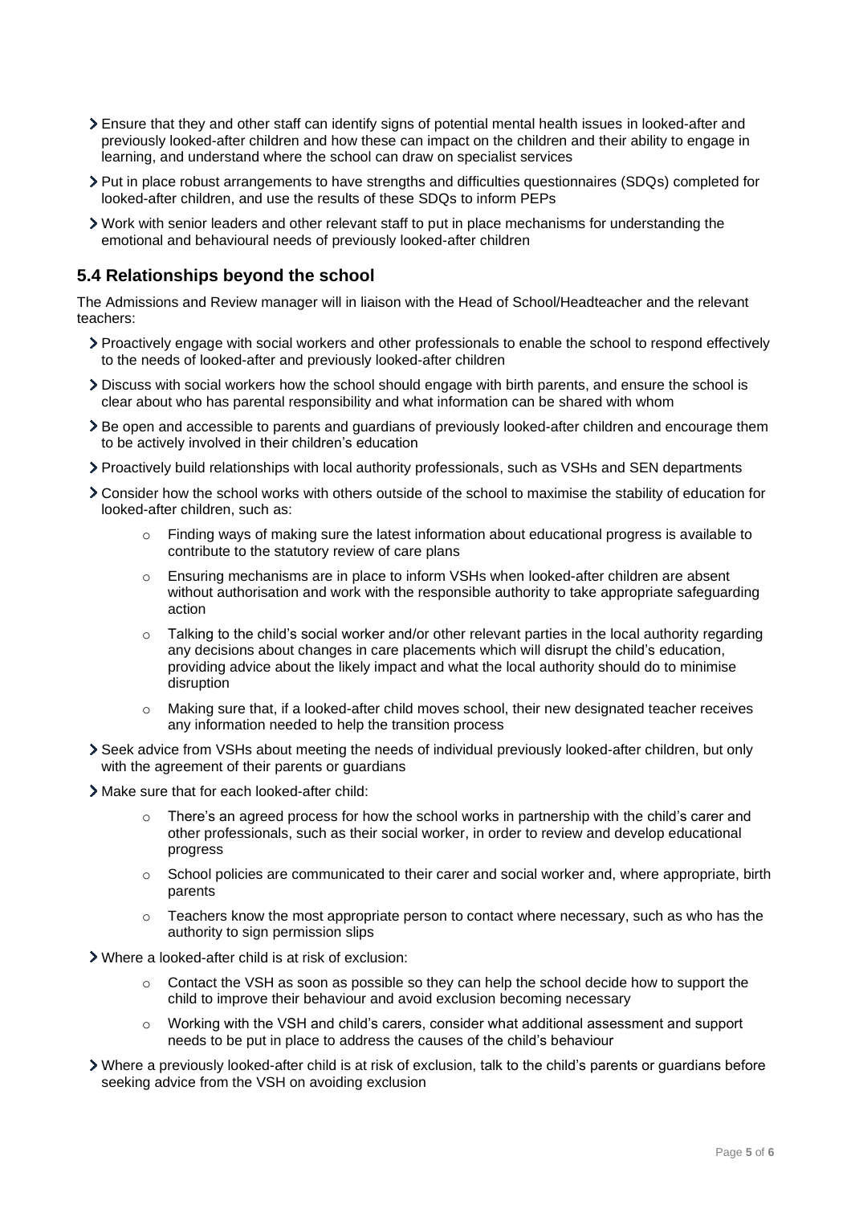- Ensure that they and other staff can identify signs of potential mental health issues in looked-after and previously looked-after children and how these can impact on the children and their ability to engage in learning, and understand where the school can draw on specialist services
- Put in place robust arrangements to have strengths and difficulties questionnaires (SDQs) completed for looked-after children, and use the results of these SDQs to inform PEPs
- Work with senior leaders and other relevant staff to put in place mechanisms for understanding the emotional and behavioural needs of previously looked-after children

## 5.4 Relationships beyond the school

The Admissions and Review manager will in liaison with the Head of School/Headteacher and the relevant teachers:

- Proactively engage with social workers and other professionals to enable the school to respond effectively to the needs of looked-after and previously looked-after children
- Discuss with social workers how the school should engage with birth parents, and ensure the school is clear about who has parental responsibility and what information can be shared with whom
- Be open and accessible to parents and guardians of previously looked-after children and encourage them to be actively involved in their children's education
- Proactively build relationships with local authority professionals, such as VSHs and SEN departments
- Consider how the school works with others outside of the school to maximise the stability of education for looked-after children, such as:
  - Finding ways of making sure the latest information about educational progress is available to contribute to the statutory review of care plans
  - Ensuring mechanisms are in place to inform VSHs when looked-after children are absent without authorisation and work with the responsible authority to take appropriate safeguarding action
  - Talking to the child's social worker and/or other relevant parties in the local authority regarding any decisions about changes in care placements which will disrupt the child's education, providing advice about the likely impact and what the local authority should do to minimise disruption
  - Making sure that, if a looked-after child moves school, their new designated teacher receives any information needed to help the transition process
- Seek advice from VSHs about meeting the needs of individual previously looked-after children, but only with the agreement of their parents or guardians
- Make sure that for each looked-after child:
  - There's an agreed process for how the school works in partnership with the child's carer and other professionals, such as their social worker, in order to review and develop educational progress
  - School policies are communicated to their carer and social worker and, where appropriate, birth parents
  - Teachers know the most appropriate person to contact where necessary, such as who has the authority to sign permission slips
- Where a looked-after child is at risk of exclusion:
  - Contact the VSH as soon as possible so they can help the school decide how to support the child to improve their behaviour and avoid exclusion becoming necessary
  - Working with the VSH and child's carers, consider what additional assessment and support needs to be put in place to address the causes of the child's behaviour
- Where a previously looked-after child is at risk of exclusion, talk to the child's parents or guardians before seeking advice from the VSH on avoiding exclusion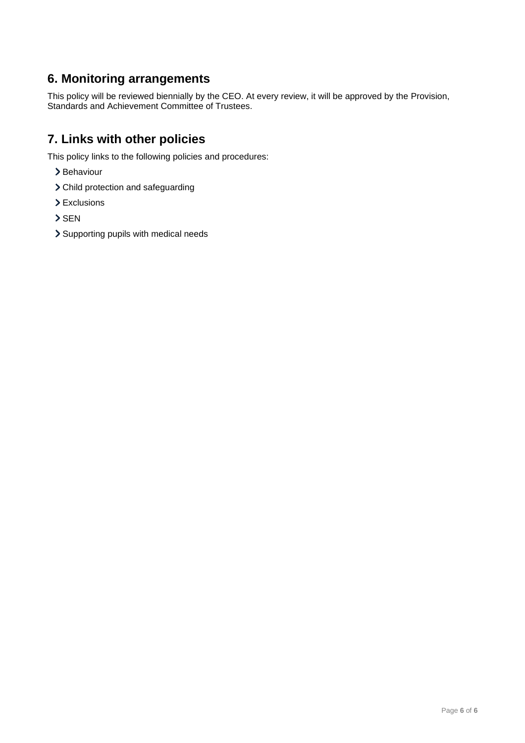## 6. Monitoring arrangements

This policy will be reviewed biennially by the CEO. At every review, it will be approved by the Provision, Standards and Achievement Committee of Trustees.

## 7. Links with other policies

This policy links to the following policies and procedures:

- Behaviour
- Child protection and safeguarding
- Exclusions
- SEN
- Supporting pupils with medical needs